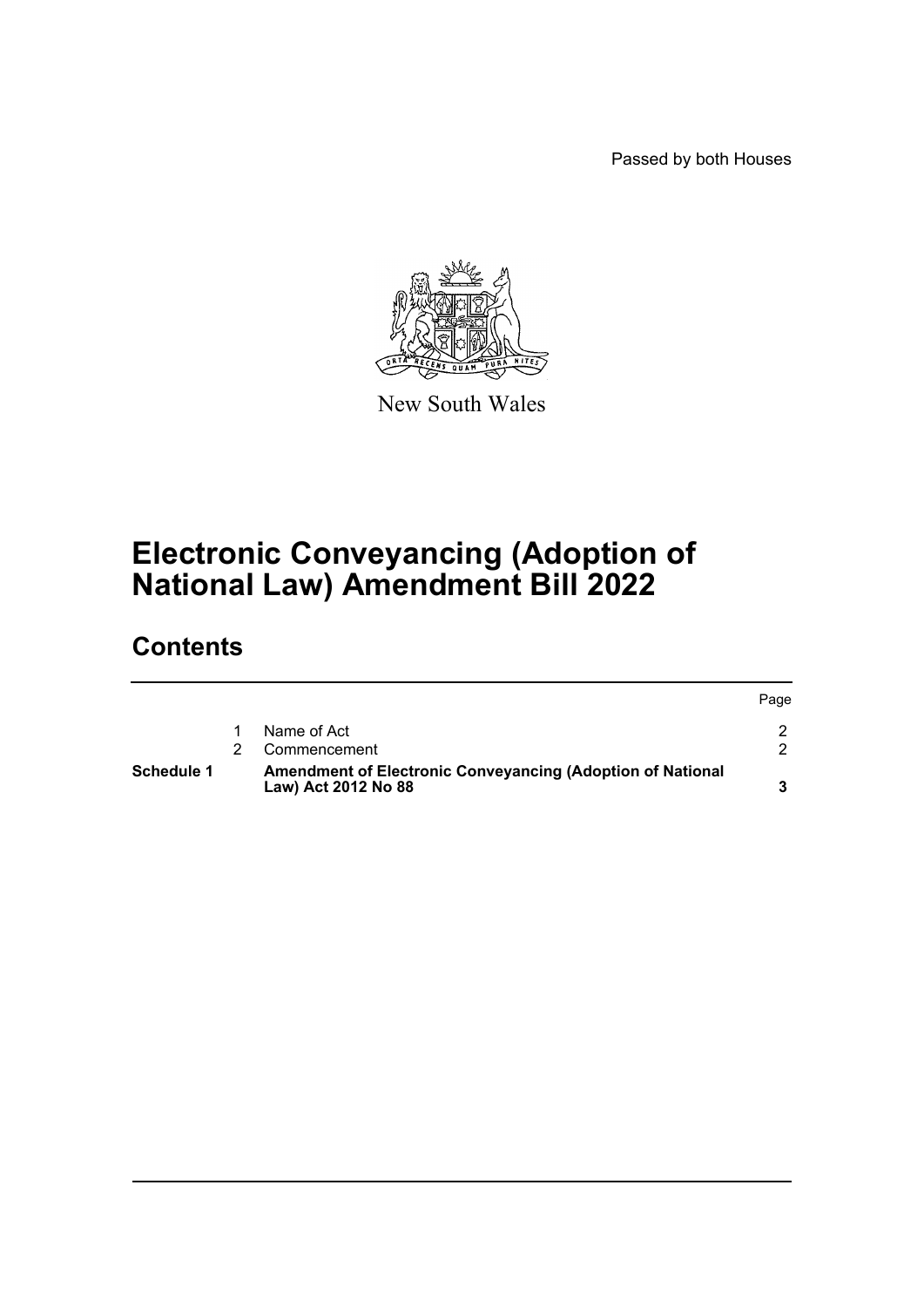Passed by both Houses

New South Wales

# Electronic Conveyancing (Adoption of National Law) Amendment Bill 2022

## Contents

| | | | Page |
|---|---|---|---|
| | 1 | Name of Act | 2 |
| | 2 | Commencement | 2 |
| **Schedule 1** | | **Amendment of Electronic Conveyancing (Adoption of National Law) Act 2012 No 88** | **3** |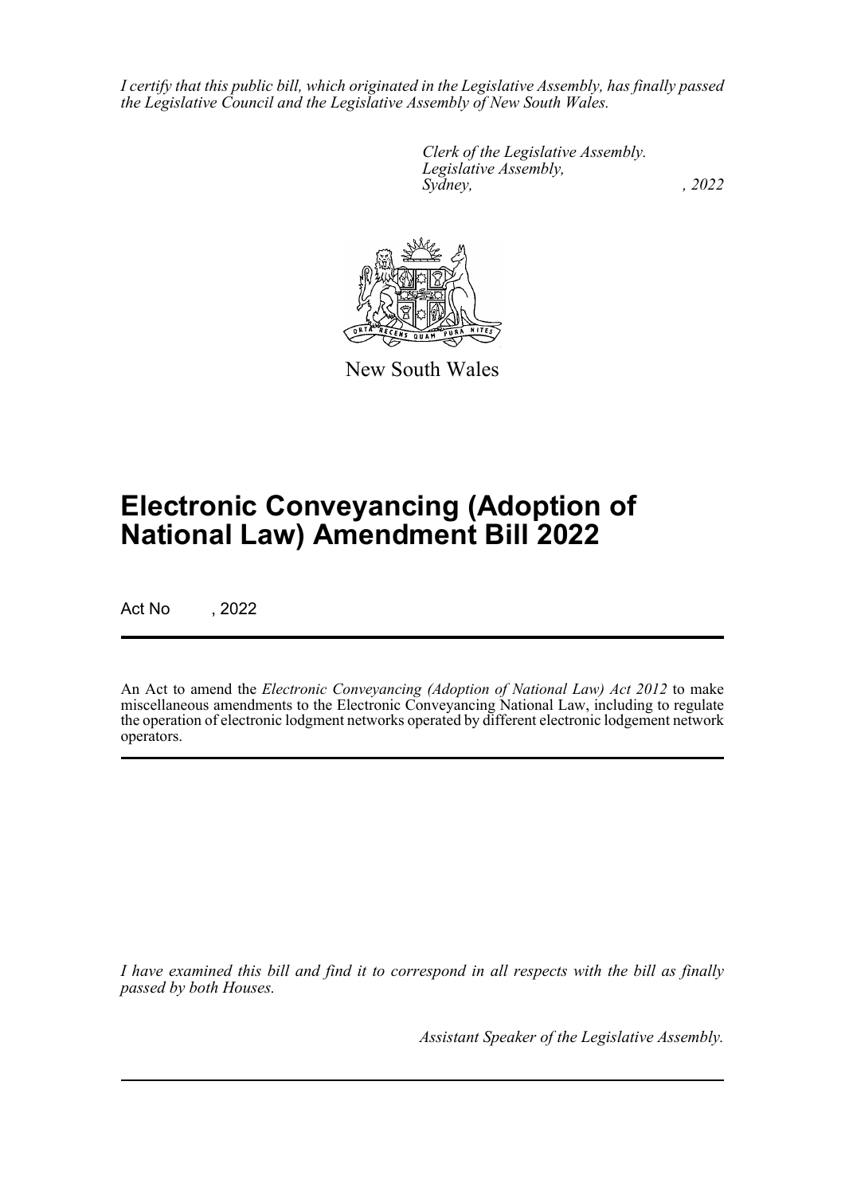*I certify that this public bill, which originated in the Legislative Assembly, has finally passed the Legislative Council and the Legislative Assembly of New South Wales.*

*Clerk of the Legislative Assembly.*
*Legislative Assembly,*
*Sydney, , 2022*

New South Wales

# Electronic Conveyancing (Adoption of National Law) Amendment Bill 2022

Act No , 2022

An Act to amend the *Electronic Conveyancing (Adoption of National Law) Act 2012* to make miscellaneous amendments to the Electronic Conveyancing National Law, including to regulate the operation of electronic lodgment networks operated by different electronic lodgement network operators.

*I have examined this bill and find it to correspond in all respects with the bill as finally passed by both Houses.*

*Assistant Speaker of the Legislative Assembly.*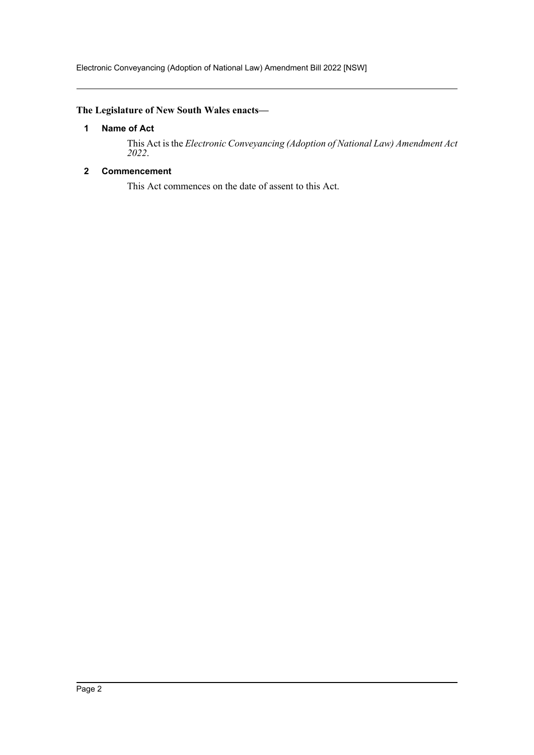**The Legislature of New South Wales enacts—**

## 1 Name of Act

This Act is the *Electronic Conveyancing (Adoption of National Law) Amendment Act 2022*.

## 2 Commencement

This Act commences on the date of assent to this Act.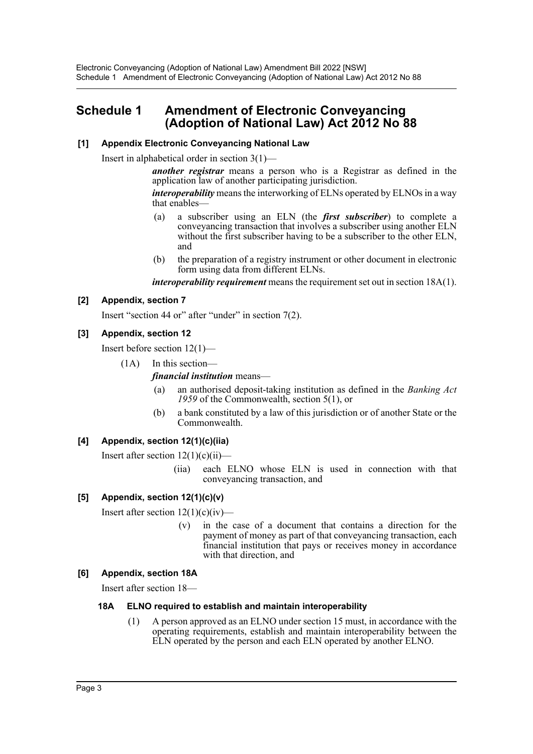# Schedule 1 Amendment of Electronic Conveyancing (Adoption of National Law) Act 2012 No 88

**[1] Appendix Electronic Conveyancing National Law**

Insert in alphabetical order in section 3(1)—

> ***another registrar*** means a person who is a Registrar as defined in the application law of another participating jurisdiction.
>
> ***interoperability*** means the interworking of ELNs operated by ELNOs in a way that enables—
>
> (a) a subscriber using an ELN (the ***first subscriber***) to complete a conveyancing transaction that involves a subscriber using another ELN without the first subscriber having to be a subscriber to the other ELN, and
>
> (b) the preparation of a registry instrument or other document in electronic form using data from different ELNs.
>
> ***interoperability requirement*** means the requirement set out in section 18A(1).

**[2] Appendix, section 7**

Insert "section 44 or" after "under" in section 7(2).

**[3] Appendix, section 12**

Insert before section 12(1)—

> (1A) In this section—
>
> ***financial institution*** means—
>
> (a) an authorised deposit-taking institution as defined in the *Banking Act 1959* of the Commonwealth, section 5(1), or
>
> (b) a bank constituted by a law of this jurisdiction or of another State or the Commonwealth.

**[4] Appendix, section 12(1)(c)(iia)**

Insert after section 12(1)(c)(ii)—

> (iia) each ELNO whose ELN is used in connection with that conveyancing transaction, and

**[5] Appendix, section 12(1)(c)(v)**

Insert after section 12(1)(c)(iv)—

> (v) in the case of a document that contains a direction for the payment of money as part of that conveyancing transaction, each financial institution that pays or receives money in accordance with that direction, and

**[6] Appendix, section 18A**

Insert after section 18—

> **18A ELNO required to establish and maintain interoperability**
>
> (1) A person approved as an ELNO under section 15 must, in accordance with the operating requirements, establish and maintain interoperability between the ELN operated by the person and each ELN operated by another ELNO.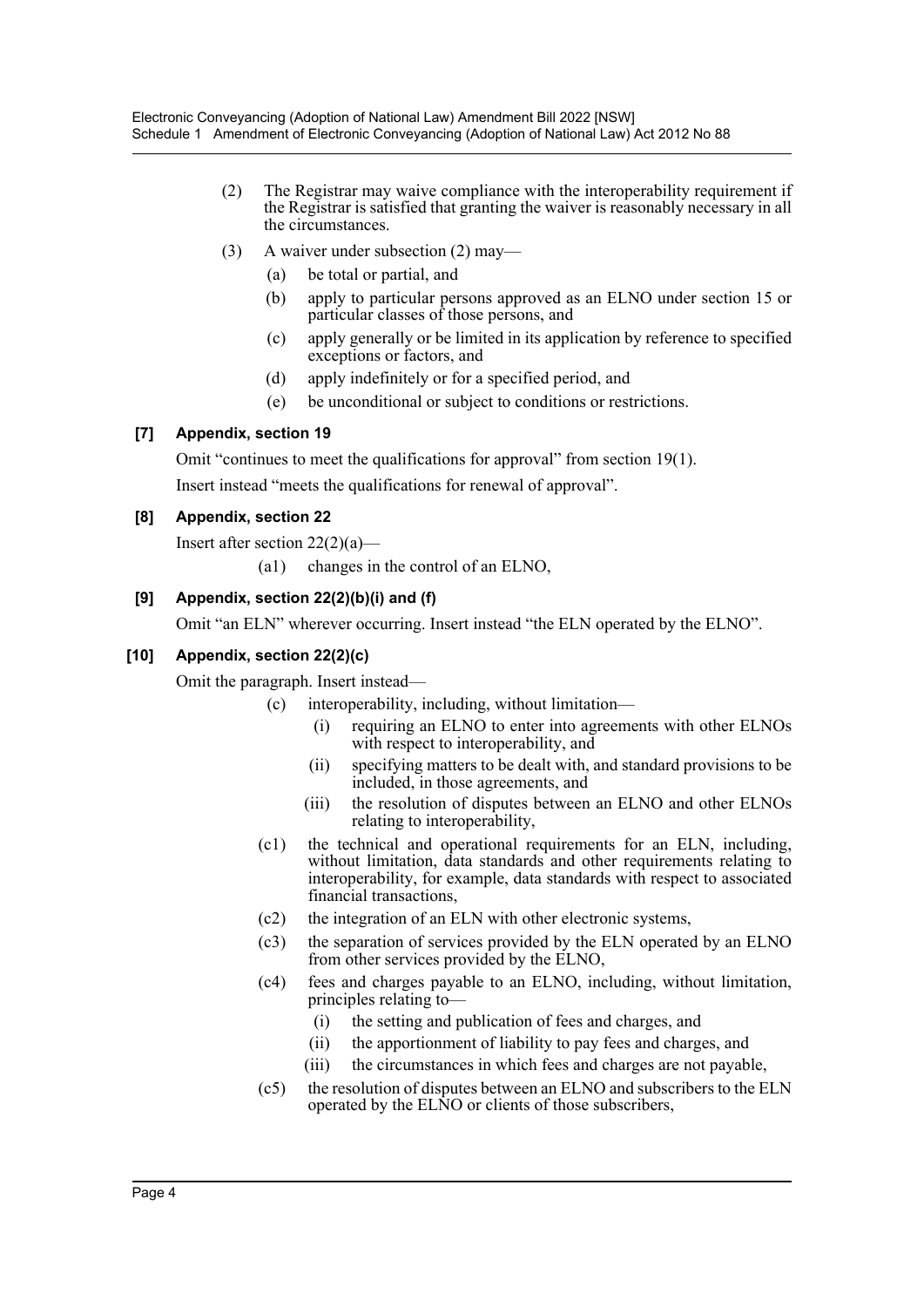(2) The Registrar may waive compliance with the interoperability requirement if the Registrar is satisfied that granting the waiver is reasonably necessary in all the circumstances.

(3) A waiver under subsection (2) may—

- (a) be total or partial, and
- (b) apply to particular persons approved as an ELNO under section 15 or particular classes of those persons, and
- (c) apply generally or be limited in its application by reference to specified exceptions or factors, and
- (d) apply indefinitely or for a specified period, and
- (e) be unconditional or subject to conditions or restrictions.

#### [7] Appendix, section 19

Omit "continues to meet the qualifications for approval" from section 19(1).

Insert instead "meets the qualifications for renewal of approval".

#### [8] Appendix, section 22

Insert after section 22(2)(a)—

- (a1) changes in the control of an ELNO,

#### [9] Appendix, section 22(2)(b)(i) and (f)

Omit "an ELN" wherever occurring. Insert instead "the ELN operated by the ELNO".

#### [10] Appendix, section 22(2)(c)

Omit the paragraph. Insert instead—

- (c) interoperability, including, without limitation—
  - (i) requiring an ELNO to enter into agreements with other ELNOs with respect to interoperability, and
  - (ii) specifying matters to be dealt with, and standard provisions to be included, in those agreements, and
  - (iii) the resolution of disputes between an ELNO and other ELNOs relating to interoperability,
- (c1) the technical and operational requirements for an ELN, including, without limitation, data standards and other requirements relating to interoperability, for example, data standards with respect to associated financial transactions,
- (c2) the integration of an ELN with other electronic systems,
- (c3) the separation of services provided by the ELN operated by an ELNO from other services provided by the ELNO,
- (c4) fees and charges payable to an ELNO, including, without limitation, principles relating to—
  - (i) the setting and publication of fees and charges, and
  - (ii) the apportionment of liability to pay fees and charges, and
  - (iii) the circumstances in which fees and charges are not payable,
- (c5) the resolution of disputes between an ELNO and subscribers to the ELN operated by the ELNO or clients of those subscribers,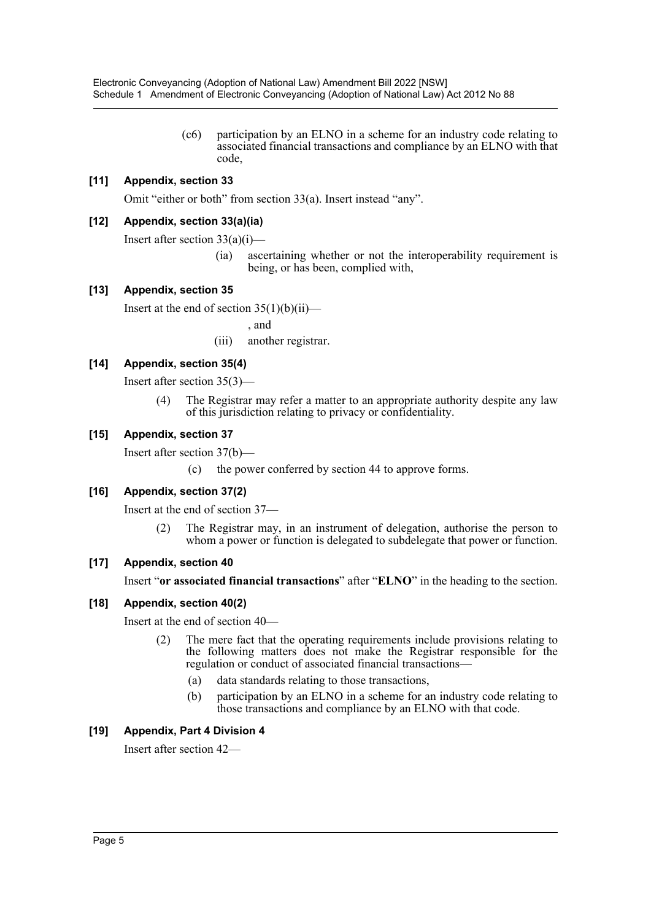(c6) participation by an ELNO in a scheme for an industry code relating to associated financial transactions and compliance by an ELNO with that code,

### [11] Appendix, section 33

Omit "either or both" from section 33(a). Insert instead "any".

### [12] Appendix, section 33(a)(ia)

Insert after section 33(a)(i)—

(ia) ascertaining whether or not the interoperability requirement is being, or has been, complied with,

### [13] Appendix, section 35

Insert at the end of section 35(1)(b)(ii)—

, and

(iii) another registrar.

### [14] Appendix, section 35(4)

Insert after section 35(3)—

(4) The Registrar may refer a matter to an appropriate authority despite any law of this jurisdiction relating to privacy or confidentiality.

### [15] Appendix, section 37

Insert after section 37(b)—

(c) the power conferred by section 44 to approve forms.

### [16] Appendix, section 37(2)

Insert at the end of section 37—

(2) The Registrar may, in an instrument of delegation, authorise the person to whom a power or function is delegated to subdelegate that power or function.

### [17] Appendix, section 40

Insert "**or associated financial transactions**" after "**ELNO**" in the heading to the section.

### [18] Appendix, section 40(2)

Insert at the end of section 40—

(2) The mere fact that the operating requirements include provisions relating to the following matters does not make the Registrar responsible for the regulation or conduct of associated financial transactions—

(a) data standards relating to those transactions,

(b) participation by an ELNO in a scheme for an industry code relating to those transactions and compliance by an ELNO with that code.

### [19] Appendix, Part 4 Division 4

Insert after section 42—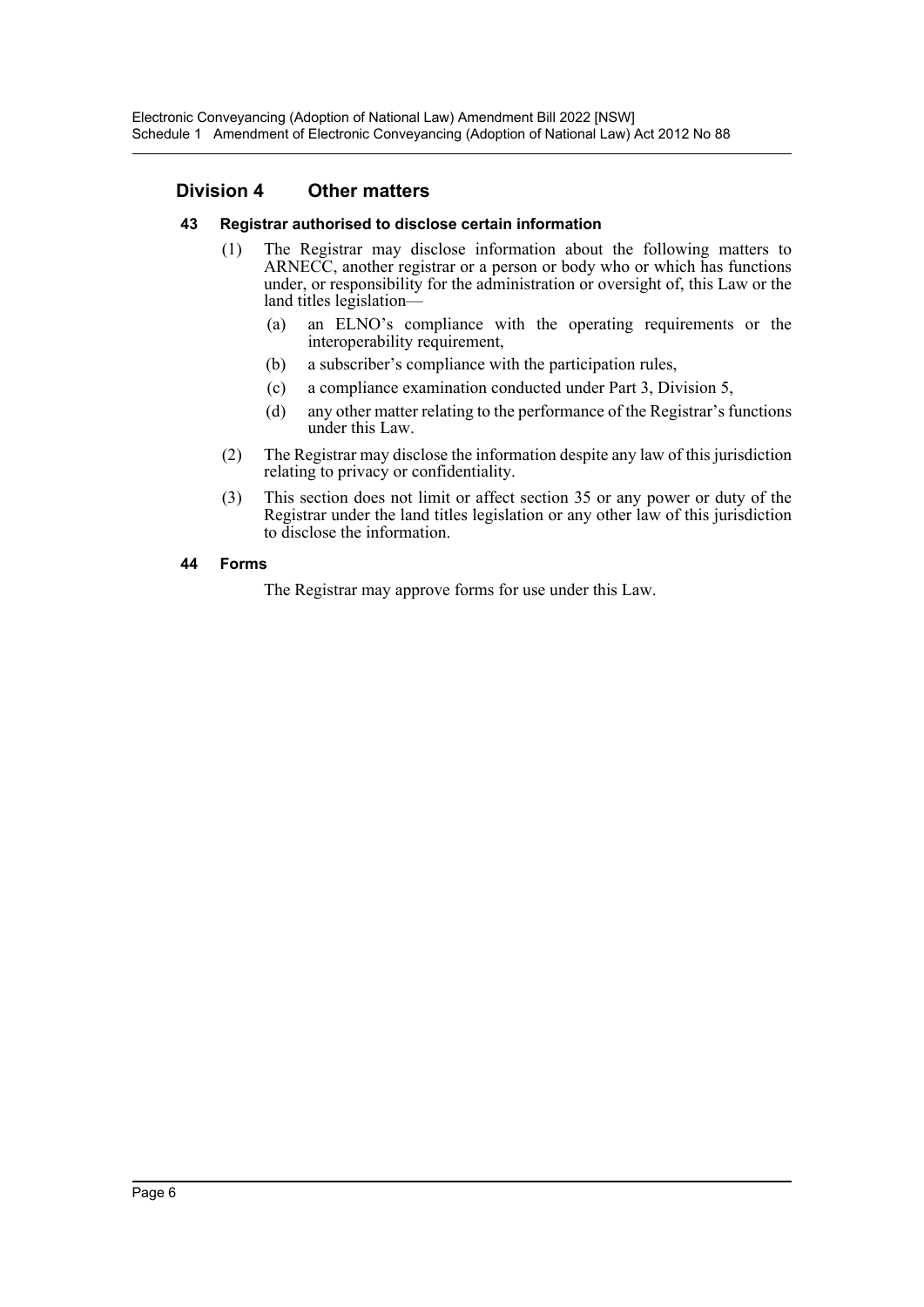## Division 4 Other matters

### 43 Registrar authorised to disclose certain information

(1) The Registrar may disclose information about the following matters to ARNECC, another registrar or a person or body who or which has functions under, or responsibility for the administration or oversight of, this Law or the land titles legislation—

(a) an ELNO's compliance with the operating requirements or the interoperability requirement,

(b) a subscriber's compliance with the participation rules,

(c) a compliance examination conducted under Part 3, Division 5,

(d) any other matter relating to the performance of the Registrar's functions under this Law.

(2) The Registrar may disclose the information despite any law of this jurisdiction relating to privacy or confidentiality.

(3) This section does not limit or affect section 35 or any power or duty of the Registrar under the land titles legislation or any other law of this jurisdiction to disclose the information.

### 44 Forms

The Registrar may approve forms for use under this Law.